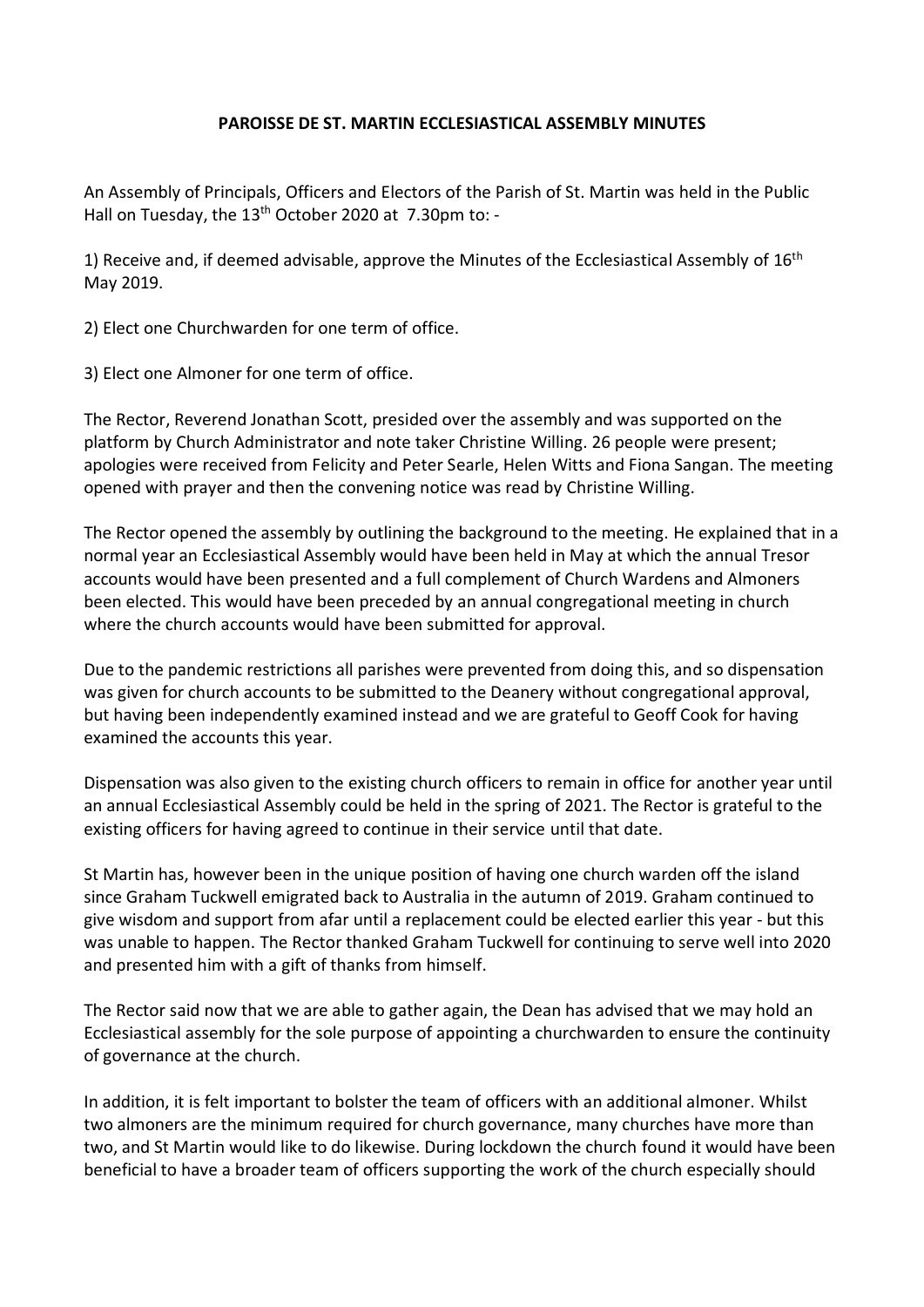# PAROISSE DE ST. MARTIN ECCLESIASTICAL ASSEMBLY MINUTES

An Assembly of Principals, Officers and Electors of the Parish of St. Martin was held in the Public Hall on Tuesday, the 13th October 2020 at 7.30pm to: -

1) Receive and, if deemed advisable, approve the Minutes of the Ecclesiastical Assembly of 16th May 2019.

2) Elect one Churchwarden for one term of office.

3) Elect one Almoner for one term of office.

The Rector, Reverend Jonathan Scott, presided over the assembly and was supported on the platform by Church Administrator and note taker Christine Willing. 26 people were present; apologies were received from Felicity and Peter Searle, Helen Witts and Fiona Sangan. The meeting opened with prayer and then the convening notice was read by Christine Willing.

The Rector opened the assembly by outlining the background to the meeting. He explained that in a normal year an Ecclesiastical Assembly would have been held in May at which the annual Tresor accounts would have been presented and a full complement of Church Wardens and Almoners been elected. This would have been preceded by an annual congregational meeting in church where the church accounts would have been submitted for approval.

Due to the pandemic restrictions all parishes were prevented from doing this, and so dispensation was given for church accounts to be submitted to the Deanery without congregational approval, but having been independently examined instead and we are grateful to Geoff Cook for having examined the accounts this year.

Dispensation was also given to the existing church officers to remain in office for another year until an annual Ecclesiastical Assembly could be held in the spring of 2021. The Rector is grateful to the existing officers for having agreed to continue in their service until that date.

St Martin has, however been in the unique position of having one church warden off the island since Graham Tuckwell emigrated back to Australia in the autumn of 2019. Graham continued to give wisdom and support from afar until a replacement could be elected earlier this year - but this was unable to happen. The Rector thanked Graham Tuckwell for continuing to serve well into 2020 and presented him with a gift of thanks from himself.

The Rector said now that we are able to gather again, the Dean has advised that we may hold an Ecclesiastical assembly for the sole purpose of appointing a churchwarden to ensure the continuity of governance at the church.

In addition, it is felt important to bolster the team of officers with an additional almoner. Whilst two almoners are the minimum required for church governance, many churches have more than two, and St Martin would like to do likewise. During lockdown the church found it would have been beneficial to have a broader team of officers supporting the work of the church especially should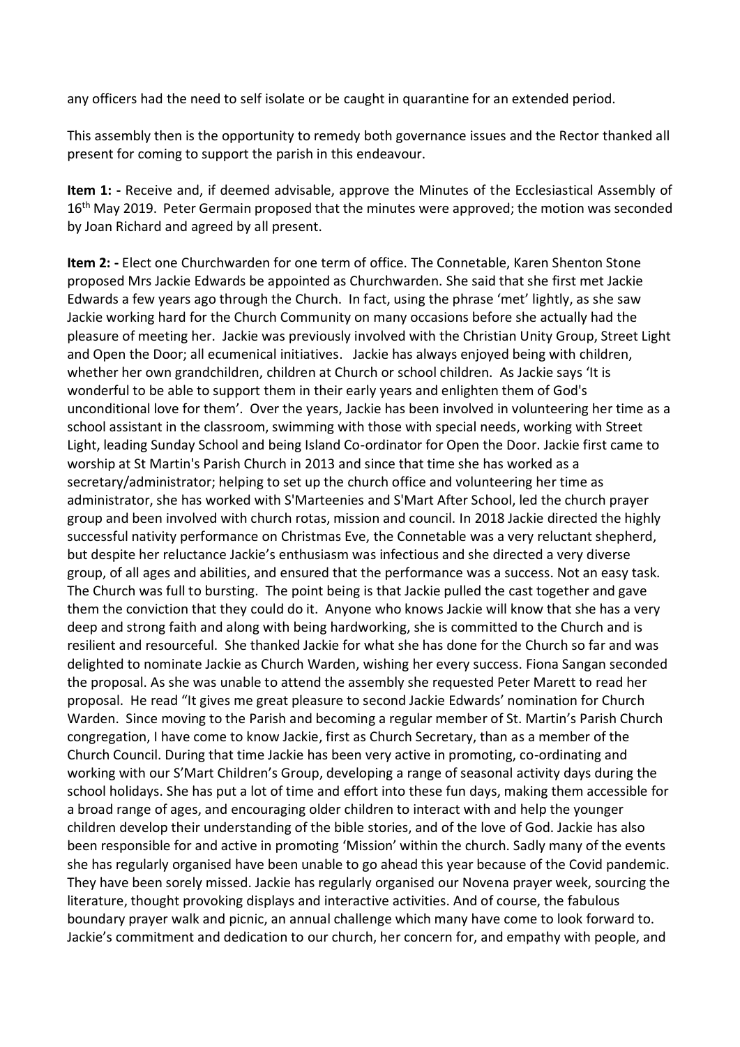any officers had the need to self isolate or be caught in quarantine for an extended period.

This assembly then is the opportunity to remedy both governance issues and the Rector thanked all present for coming to support the parish in this endeavour.

**Item 1: -** Receive and, if deemed advisable, approve the Minutes of the Ecclesiastical Assembly of 16th May 2019. Peter Germain proposed that the minutes were approved; the motion was seconded by Joan Richard and agreed by all present.

**Item 2: -** Elect one Churchwarden for one term of office. The Connetable, Karen Shenton Stone proposed Mrs Jackie Edwards be appointed as Churchwarden. She said that she first met Jackie Edwards a few years ago through the Church. In fact, using the phrase 'met' lightly, as she saw Jackie working hard for the Church Community on many occasions before she actually had the pleasure of meeting her. Jackie was previously involved with the Christian Unity Group, Street Light and Open the Door; all ecumenical initiatives. Jackie has always enjoyed being with children, whether her own grandchildren, children at Church or school children. As Jackie says 'It is wonderful to be able to support them in their early years and enlighten them of God's unconditional love for them'. Over the years, Jackie has been involved in volunteering her time as a school assistant in the classroom, swimming with those with special needs, working with Street Light, leading Sunday School and being Island Co-ordinator for Open the Door. Jackie first came to worship at St Martin's Parish Church in 2013 and since that time she has worked as a secretary/administrator; helping to set up the church office and volunteering her time as administrator, she has worked with S'Marteenies and S'Mart After School, led the church prayer group and been involved with church rotas, mission and council. In 2018 Jackie directed the highly successful nativity performance on Christmas Eve, the Connetable was a very reluctant shepherd, but despite her reluctance Jackie's enthusiasm was infectious and she directed a very diverse group, of all ages and abilities, and ensured that the performance was a success. Not an easy task. The Church was full to bursting. The point being is that Jackie pulled the cast together and gave them the conviction that they could do it. Anyone who knows Jackie will know that she has a very deep and strong faith and along with being hardworking, she is committed to the Church and is resilient and resourceful. She thanked Jackie for what she has done for the Church so far and was delighted to nominate Jackie as Church Warden, wishing her every success. Fiona Sangan seconded the proposal. As she was unable to attend the assembly she requested Peter Marett to read her proposal. He read "It gives me great pleasure to second Jackie Edwards' nomination for Church Warden. Since moving to the Parish and becoming a regular member of St. Martin's Parish Church congregation, I have come to know Jackie, first as Church Secretary, than as a member of the Church Council. During that time Jackie has been very active in promoting, co-ordinating and working with our S'Mart Children's Group, developing a range of seasonal activity days during the school holidays. She has put a lot of time and effort into these fun days, making them accessible for a broad range of ages, and encouraging older children to interact with and help the younger children develop their understanding of the bible stories, and of the love of God. Jackie has also been responsible for and active in promoting 'Mission' within the church. Sadly many of the events she has regularly organised have been unable to go ahead this year because of the Covid pandemic. They have been sorely missed. Jackie has regularly organised our Novena prayer week, sourcing the literature, thought provoking displays and interactive activities. And of course, the fabulous boundary prayer walk and picnic, an annual challenge which many have come to look forward to. Jackie's commitment and dedication to our church, her concern for, and empathy with people, and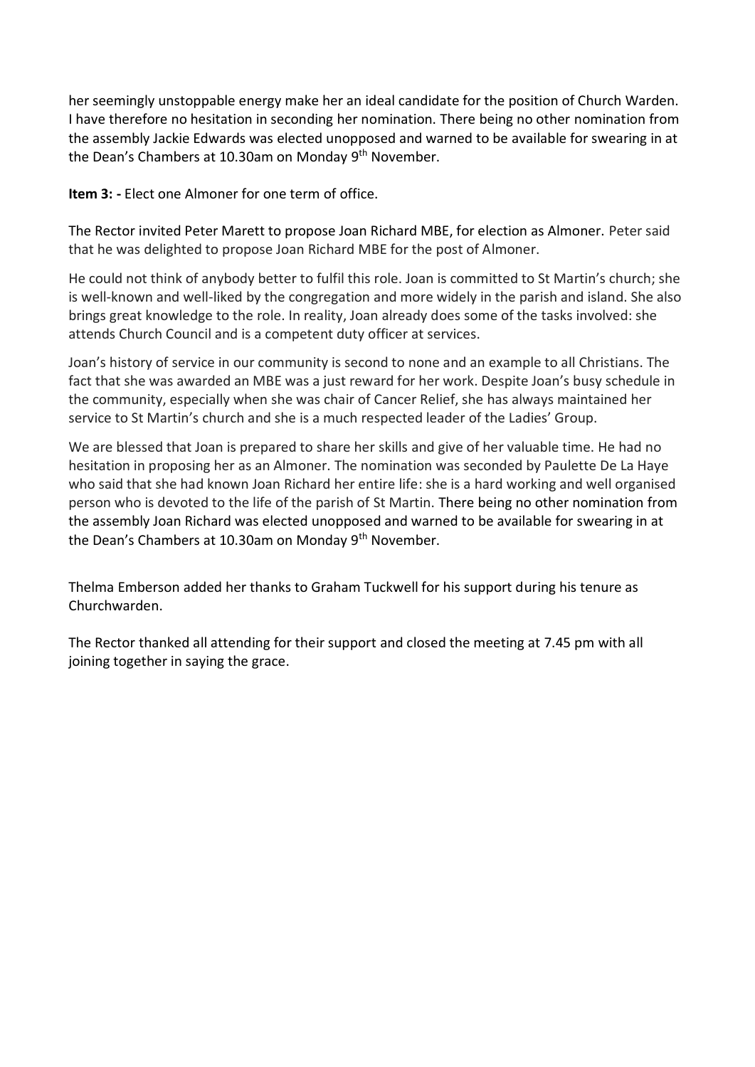her seemingly unstoppable energy make her an ideal candidate for the position of Church Warden. I have therefore no hesitation in seconding her nomination. There being no other nomination from the assembly Jackie Edwards was elected unopposed and warned to be available for swearing in at the Dean's Chambers at 10.30am on Monday 9th November.

**Item 3: -** Elect one Almoner for one term of office.

The Rector invited Peter Marett to propose Joan Richard MBE, for election as Almoner. Peter said that he was delighted to propose Joan Richard MBE for the post of Almoner.

He could not think of anybody better to fulfil this role. Joan is committed to St Martin's church; she is well-known and well-liked by the congregation and more widely in the parish and island. She also brings great knowledge to the role. In reality, Joan already does some of the tasks involved: she attends Church Council and is a competent duty officer at services.

Joan's history of service in our community is second to none and an example to all Christians. The fact that she was awarded an MBE was a just reward for her work. Despite Joan's busy schedule in the community, especially when she was chair of Cancer Relief, she has always maintained her service to St Martin's church and she is a much respected leader of the Ladies' Group.

We are blessed that Joan is prepared to share her skills and give of her valuable time. He had no hesitation in proposing her as an Almoner. The nomination was seconded by Paulette De La Haye who said that she had known Joan Richard her entire life: she is a hard working and well organised person who is devoted to the life of the parish of St Martin. There being no other nomination from the assembly Joan Richard was elected unopposed and warned to be available for swearing in at the Dean's Chambers at 10.30am on Monday 9th November.

Thelma Emberson added her thanks to Graham Tuckwell for his support during his tenure as Churchwarden.

The Rector thanked all attending for their support and closed the meeting at 7.45 pm with all joining together in saying the grace.